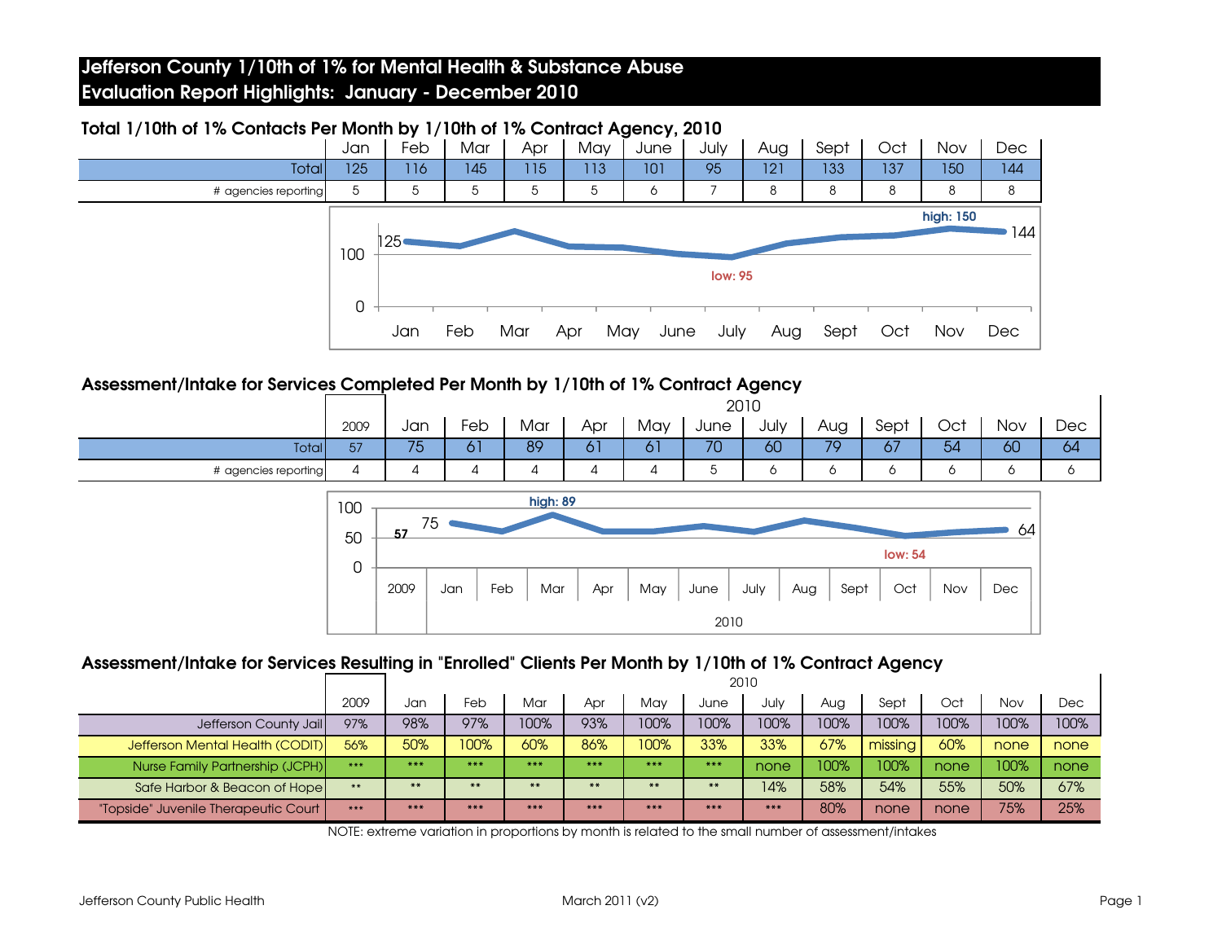# Jefferson County 1/10th of 1% for Mental Health & Substance Abuse
# Evaluation Report Highlights: January - December 2010

## Total 1/10th of 1% Contacts Per Month by 1/10th of 1% Contract Agency, 2010

| | Jan | Feb | Mar | Apr | May | June | July | Aug | Sept | Oct | Nov | Dec |
|---|---|---|---|---|---|---|---|---|---|---|---|---|
| Total | 125 | 116 | 145 | 115 | 113 | 101 | 95 | 121 | 133 | 137 | 150 | 144 |
| # agencies reporting | 5 | 5 | 5 | 5 | 5 | 6 | 7 | 8 | 8 | 8 | 8 | 8 |

## Assessment/Intake for Services Completed Per Month by 1/10th of 1% Contract Agency

| | 2009 | 2010 | | | | | | | | | | | |
|---|---|---|---|---|---|---|---|---|---|---|---|---|---|
| | 2009 | Jan | Feb | Mar | Apr | May | June | July | Aug | Sept | Oct | Nov | Dec |
| Total | 57 | 75 | 61 | 89 | 61 | 61 | 70 | 60 | 79 | 67 | 54 | 60 | 64 |
| # agencies reporting | 4 | 4 | 4 | 4 | 4 | 4 | 5 | 6 | 6 | 6 | 6 | 6 | 6 |

## Assessment/Intake for Services Resulting in "Enrolled" Clients Per Month by 1/10th of 1% Contract Agency

| | | 2010 | | | | | | | | | | | |
|---|---|---|---|---|---|---|---|---|---|---|---|---|---|
| | 2009 | Jan | Feb | Mar | Apr | May | June | July | Aug | Sept | Oct | Nov | Dec |
| Jefferson County Jail | 97% | 98% | 97% | 100% | 93% | 100% | 100% | 100% | 100% | 100% | 100% | 100% | 100% |
| Jefferson Mental Health (CODIT) | 56% | 50% | 100% | 60% | 86% | 100% | 33% | 33% | 67% | missing | 60% | none | none |
| Nurse Family Partnership (JCPH) | *** | *** | *** | *** | *** | *** | *** | none | 100% | 100% | none | 100% | none |
| Safe Harbor & Beacon of Hope | ** | ** | ** | ** | ** | ** | ** | 14% | 58% | 54% | 55% | 50% | 67% |
| "Topside" Juvenile Therapeutic Court | *** | *** | *** | *** | *** | *** | *** | *** | 80% | none | none | 75% | 25% |

NOTE: extreme variation in proportions by month is related to the small number of assessment/intakes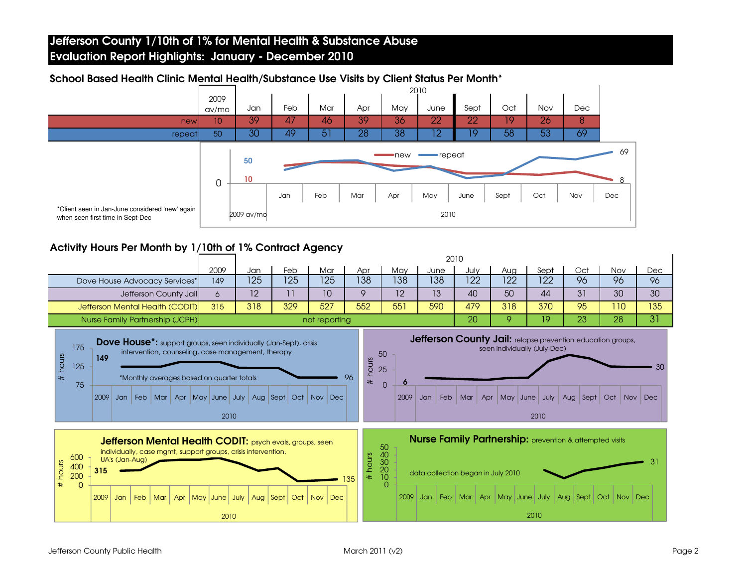# Jefferson County 1/10th of 1% for Mental Health & Substance Abuse
# Evaluation Report Highlights: January - December 2010

## School Based Health Clinic Mental Health/Substance Use Visits by Client Status Per Month*

| | 2009 av/mo | Jan | Feb | Mar | Apr | May | June | Sept | Oct | Nov | Dec |
|---|---|---|---|---|---|---|---|---|---|---|---|
| | | 2010 | | | | | | | | | |
| new | 10 | 39 | 47 | 46 | 39 | 36 | 22 | 22 | 19 | 26 | 8 |
| repeat | 50 | 30 | 49 | 51 | 28 | 38 | 12 | 19 | 58 | 53 | 69 |

*Client seen in Jan-June considered 'new' again when seen first time in Sept-Dec

## Activity Hours Per Month by 1/10th of 1% Contract Agency

| | 2009 | Jan | Feb | Mar | Apr | May | June | July | Aug | Sept | Oct | Nov | Dec |
|---|---|---|---|---|---|---|---|---|---|---|---|---|---|
| | | 2010 | | | | | | | | | | | |
| Dove House Advocacy Services* | 149 | 125 | 125 | 125 | 138 | 138 | 138 | 122 | 122 | 122 | 96 | 96 | 96 |
| Jefferson County Jail | 6 | 12 | 11 | 10 | 9 | 12 | 13 | 40 | 50 | 44 | 31 | 30 | 30 |
| Jefferson Mental Health (CODIT) | 315 | 318 | 329 | 527 | 552 | 551 | 590 | 479 | 318 | 370 | 95 | 110 | 135 |
| Nurse Family Partnership (JCPH) | not reporting | | | | | | | 20 | 9 | 19 | 23 | 28 | 31 |

**Dove House*:** support groups, seen individually (Jan-Sept), crisis intervention, counseling, case management, therapy

*Monthly averages based on quarter totals

**Jefferson County Jail:** relapse prevention education groups, seen individually (July-Dec)

**Jefferson Mental Health CODIT:** psych evals, groups, seen individually, case mgmt, support groups, crisis intervention, UA's (Jan-Aug)

**Nurse Family Partnership:** prevention & attempted visits

data collection began in July 2010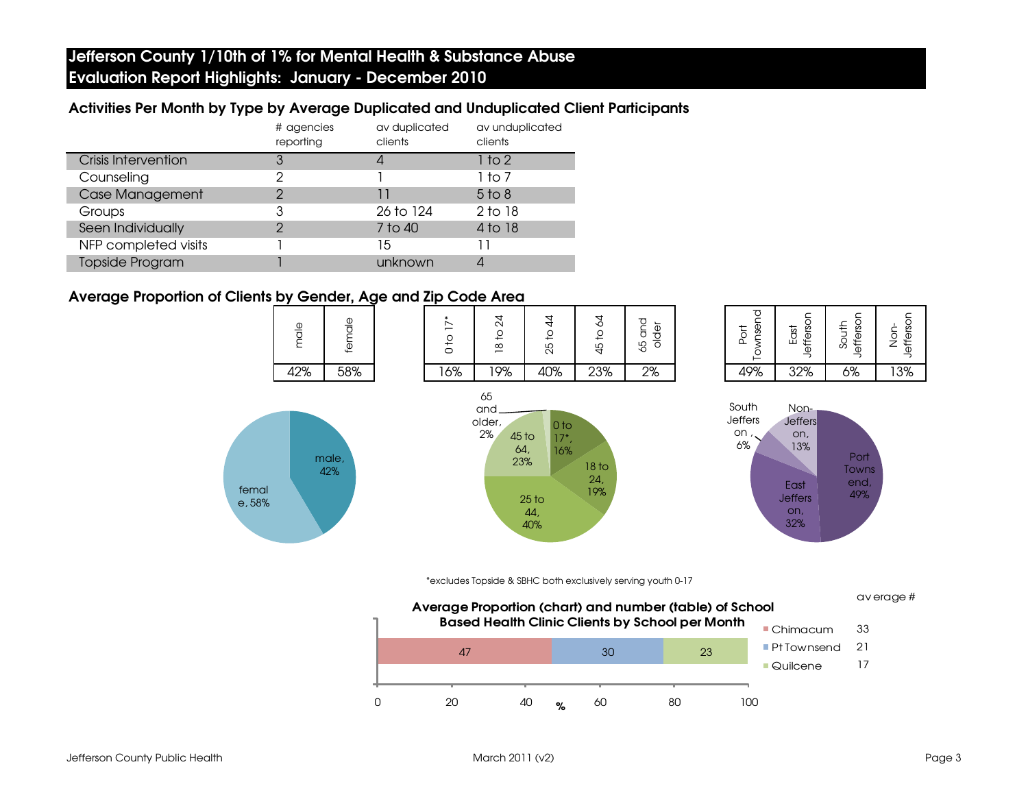# Jefferson County 1/10th of 1% for Mental Health & Substance Abuse
# Evaluation Report Highlights: January - December 2010

## Activities Per Month by Type by Average Duplicated and Unduplicated Client Participants

| | # agencies reporting | av duplicated clients | av unduplicated clients |
|---|---|---|---|
| Crisis Intervention | 3 | 4 | 1 to 2 |
| Counseling | 2 | 1 | 1 to 7 |
| Case Management | 2 | 11 | 5 to 8 |
| Groups | 3 | 26 to 124 | 2 to 18 |
| Seen Individually | 2 | 7 to 40 | 4 to 18 |
| NFP completed visits | 1 | 15 | 11 |
| Topside Program | 1 | unknown | 4 |

## Average Proportion of Clients by Gender, Age and Zip Code Area

| male | female |
|---|---|
| 42% | 58% |

| 0 to 17* | 18 to 24 | 25 to 44 | 45 to 64 | 65 and older |
|---|---|---|---|---|
| 16% | 19% | 40% | 23% | 2% |

| Port Townsend | East Jefferson | South Jefferson | Non-Jefferson |
|---|---|---|---|
| 49% | 32% | 6% | 13% |

*excludes Topside & SBHC both exclusively serving youth 0-17

### Average Proportion (chart) and number (table) of School Based Health Clinic Clients by School per Month

| School | % | average # |
|---|---|---|
| Chimacum | 47 | 33 |
| Pt Townsend | 30 | 21 |
| Quilcene | 23 | 17 |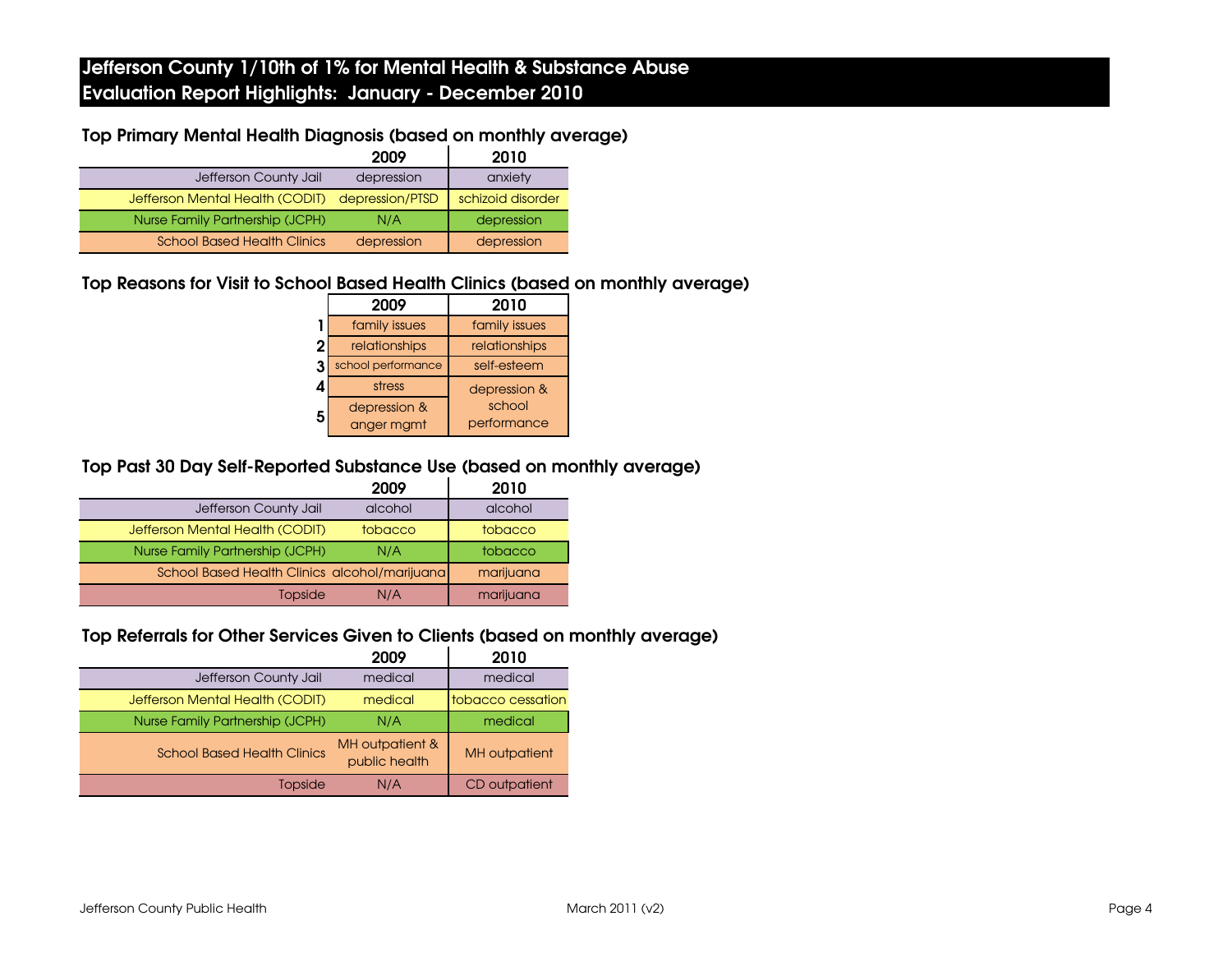# Jefferson County 1/10th of 1% for Mental Health & Substance Abuse
# Evaluation Report Highlights: January - December 2010

## Top Primary Mental Health Diagnosis (based on monthly average)

| | 2009 | 2010 |
|---|---|---|
| Jefferson County Jail | depression | anxiety |
| Jefferson Mental Health (CODIT) | depression/PTSD | schizoid disorder |
| Nurse Family Partnership (JCPH) | N/A | depression |
| School Based Health Clinics | depression | depression |

## Top Reasons for Visit to School Based Health Clinics (based on monthly average)

| | 2009 | 2010 |
|---|---|---|
| 1 | family issues | family issues |
| 2 | relationships | relationships |
| 3 | school performance | self-esteem |
| 4 | stress | depression & school performance |
| 5 | depression & anger mgmt | |

## Top Past 30 Day Self-Reported Substance Use (based on monthly average)

| | 2009 | 2010 |
|---|---|---|
| Jefferson County Jail | alcohol | alcohol |
| Jefferson Mental Health (CODIT) | tobacco | tobacco |
| Nurse Family Partnership (JCPH) | N/A | tobacco |
| School Based Health Clinics | alcohol/marijuana | marijuana |
| Topside | N/A | marijuana |

## Top Referrals for Other Services Given to Clients (based on monthly average)

| | 2009 | 2010 |
|---|---|---|
| Jefferson County Jail | medical | medical |
| Jefferson Mental Health (CODIT) | medical | tobacco cessation |
| Nurse Family Partnership (JCPH) | N/A | medical |
| School Based Health Clinics | MH outpatient & public health | MH outpatient |
| Topside | N/A | CD outpatient |